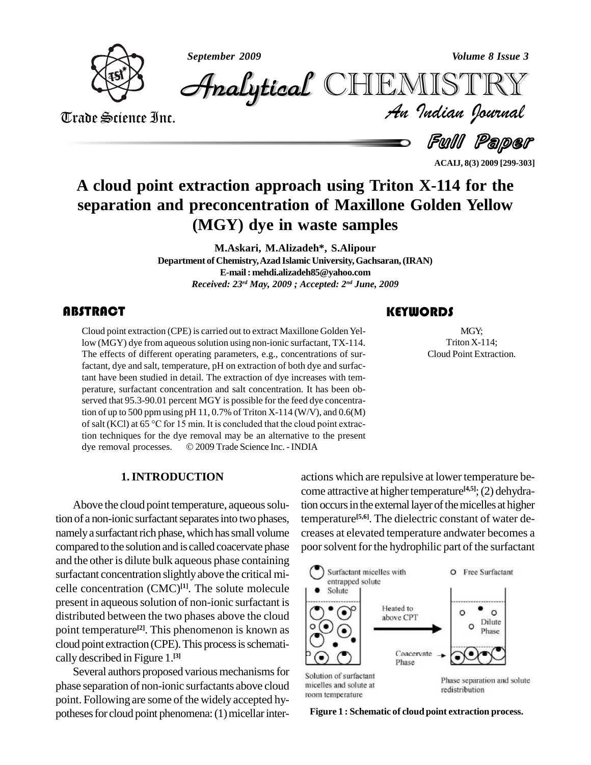# A cloud point extraction approach using Triton X-114 for the separation and preconcentration of Maxillone Golden Yellow (MGY) dye in waste samples

**M.Askari, M.Alizadeh*, S.Alipour**

**Department of Chemistry, Azad Islamic University, Gachsaran, (IRAN)**

**E-mail : mehdi.alizadeh85@yahoo.com**

*Received: 23rd May, 2009 ; Accepted: 2nd June, 2009*

## ABSTRACT

Cloud point extraction (CPE) is carried out to extract Maxillone Golden Yellow (MGY) dye from aqueous solution using non-ionic surfactant, TX-114. The effects of different operating parameters, e.g., concentrations of surfactant, dye and salt, temperature, pH on extraction of both dye and surfactant have been studied in detail. The extraction of dye increases with temperature, surfactant concentration and salt concentration. It has been observed that 95.3-90.01 percent MGY is possible for the feed dye concentration of up to 500 ppm using pH 11, 0.7% of Triton X-114 (W/V), and 0.6(M) of salt (KCl) at 65 °C for 15 min. It is concluded that the cloud point extraction techniques for the dye removal may be an alternative to the present dye removal processes. © 2009 Trade Science Inc. - INDIA

## KEYWORDS

MGY;
Triton X-114;
Cloud Point Extraction.

## 1. INTRODUCTION

Above the cloud point temperature, aqueous solution of a non-ionic surfactant separates into two phases, namely a surfactant rich phase, which has small volume compared to the solution and is called coacervate phase and the other is dilute bulk aqueous phase containing surfactant concentration slightly above the critical micelle concentration (CMC)[1]. The solute molecule present in aqueous solution of non-ionic surfactant is distributed between the two phases above the cloud point temperature[2]. This phenomenon is known as cloud point extraction (CPE). This process is schematically described in Figure 1.[3]

Several authors proposed various mechanisms for phase separation of non-ionic surfactants above cloud point. Following are some of the widely accepted hypotheses for cloud point phenomena: (1) micellar interactions which are repulsive at lower temperature become attractive at higher temperature[4,5]; (2) dehydration occurs in the external layer of the micelles at higher temperature[5,6]. The dielectric constant of water decreases at elevated temperature andwater becomes a poor solvent for the hydrophilic part of the surfactant

Figure 1 : Schematic of cloud point extraction process.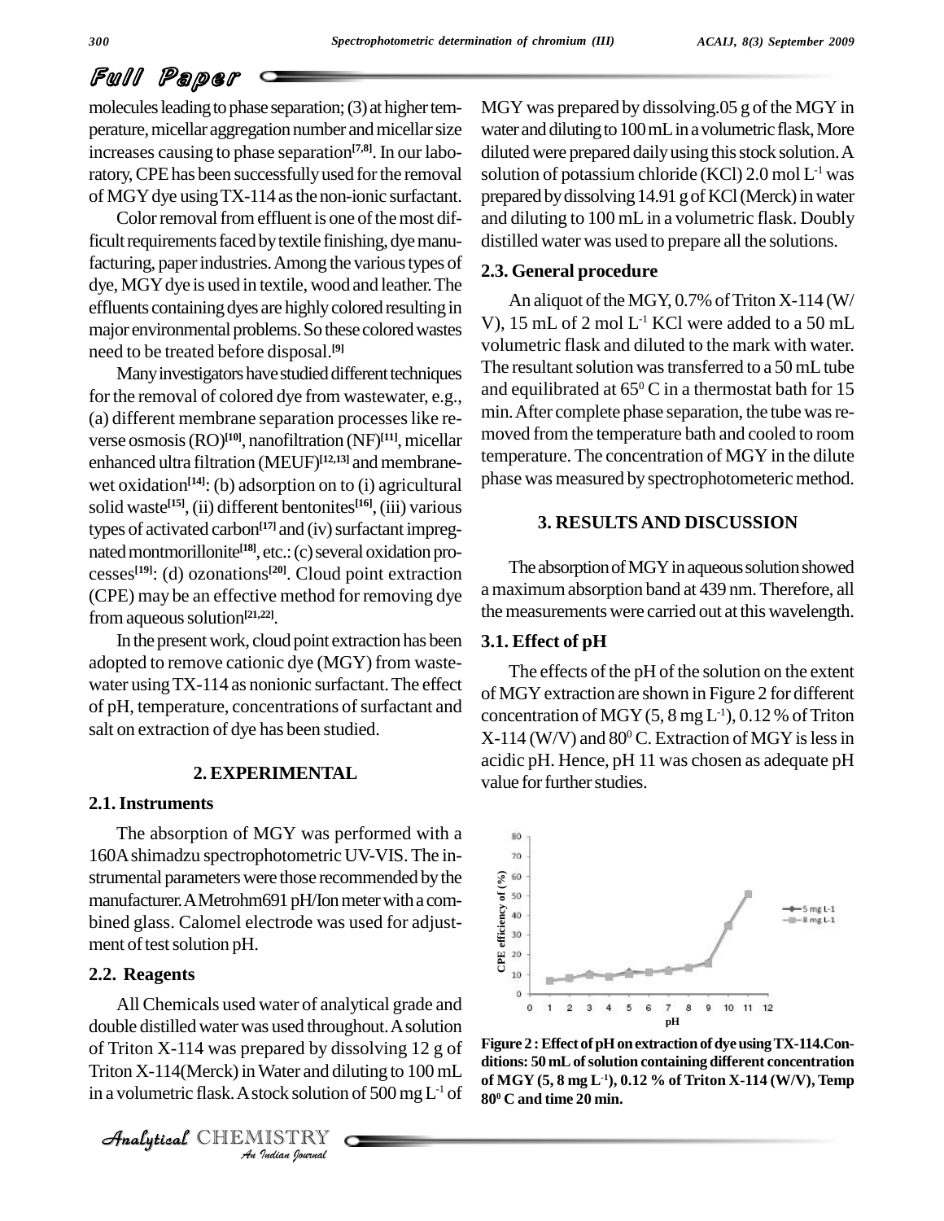molecules leading to phase separation; (3) at higher temperature, micellar aggregation number and micellar size increases causing to phase separation[7,8]. In our laboratory, CPE has been successfully used for the removal of MGY dye using TX-114 as the non-ionic surfactant.

Color removal from effluent is one of the most difficult requirements faced by textile finishing, dye manufacturing, paper industries. Among the various types of dye, MGY dye is used in textile, wood and leather. The effluents containing dyes are highly colored resulting in major environmental problems. So these colored wastes need to be treated before disposal.[9]

Many investigators have studied different techniques for the removal of colored dye from wastewater, e.g., (a) different membrane separation processes like reverse osmosis (RO)[10], nanofiltration (NF)[11], micellar enhanced ultra filtration (MEUF)[12,13] and membrane-wet oxidation[14]: (b) adsorption on to (i) agricultural solid waste[15], (ii) different bentonites[16], (iii) various types of activated carbon[17] and (iv) surfactant impregnated montmorillonite[18], etc.: (c) several oxidation processes[19]: (d) ozonations[20]. Cloud point extraction (CPE) may be an effective method for removing dye from aqueous solution[21,22].

In the present work, cloud point extraction has been adopted to remove cationic dye (MGY) from wastewater using TX-114 as nonionic surfactant. The effect of pH, temperature, concentrations of surfactant and salt on extraction of dye has been studied.

## 2. EXPERIMENTAL

### 2.1. Instruments

The absorption of MGY was performed with a 160A shimadzu spectrophotometric UV-VIS. The instrumental parameters were those recommended by the manufacturer. A Metrohm 691 pH/Ion meter with a combined glass. Calomel electrode was used for adjustment of test solution pH.

### 2.2. Reagents

All Chemicals used water of analytical grade and double distilled water was used throughout. A solution of Triton X-114 was prepared by dissolving 12 g of Triton X-114(Merck) in Water and diluting to 100 mL in a volumetric flask. A stock solution of 500 mg $L^{-1}$ of MGY was prepared by dissolving.05 g of the MGY in water and diluting to 100 mL in a volumetric flask, More diluted were prepared daily using this stock solution. A solution of potassium chloride (KCl) 2.0 mol $L^{-1}$ was prepared by dissolving 14.91 g of KCl (Merck) in water and diluting to 100 mL in a volumetric flask. Doubly distilled water was used to prepare all the solutions.

### 2.3. General procedure

An aliquot of the MGY, 0.7% of Triton X-114 (W/V), 15 mL of 2 mol $L^{-1}$ KCl were added to a 50 mL volumetric flask and diluted to the mark with water. The resultant solution was transferred to a 50 mL tube and equilibrated at $65^0$ C in a thermostat bath for 15 min. After complete phase separation, the tube was removed from the temperature bath and cooled to room temperature. The concentration of MGY in the dilute phase was measured by spectrophotometeric method.

## 3. RESULTS AND DISCUSSION

The absorption of MGY in aqueous solution showed a maximum absorption band at 439 nm. Therefore, all the measurements were carried out at this wavelength.

### 3.1. Effect of pH

The effects of the pH of the solution on the extent of MGY extraction are shown in Figure 2 for different concentration of MGY (5, 8 mg $L^{-1}$), 0.12 % of Triton X-114 (W/V) and $80^0$ C. Extraction of MGY is less in acidic pH. Hence, pH 11 was chosen as adequate pH value for further studies.

**Figure 2 : Effect of pH on extraction of dye using TX-114. Conditions: 50 mL of solution containing different concentration of MGY (5, 8 mg $L^{-1}$), 0.12 % of Triton X-114 (W/V), Temp $80^0$ C and time 20 min.**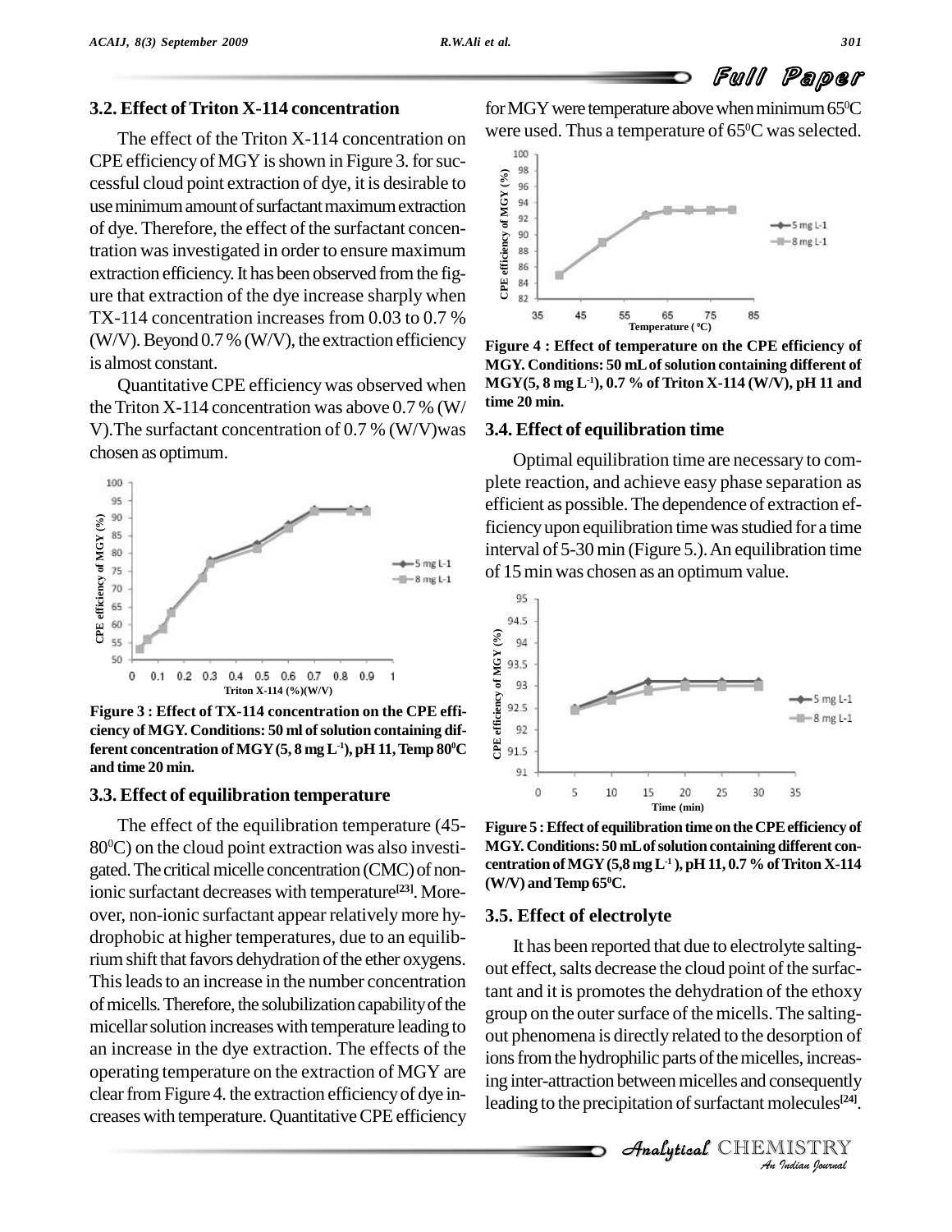### 3.2. Effect of Triton X-114 concentration

The effect of the Triton X-114 concentration on CPE efficiency of MGY is shown in Figure 3. for successful cloud point extraction of dye, it is desirable to use minimum amount of surfactant maximum extraction of dye. Therefore, the effect of the surfactant concentration was investigated in order to ensure maximum extraction efficiency. It has been observed from the figure that extraction of the dye increase sharply when TX-114 concentration increases from 0.03 to 0.7 % (W/V). Beyond 0.7 % (W/V), the extraction efficiency is almost constant.

Quantitative CPE efficiency was observed when the Triton X-114 concentration was above 0.7 % (W/V).The surfactant concentration of 0.7 % (W/V)was chosen as optimum.

**Figure 3 : Effect of TX-114 concentration on the CPE efficiency of MGY. Conditions: 50 ml of solution containing different concentration of MGY (5, 8 mg $L^{-1}$), pH 11, Temp 80$^0$C and time 20 min.**

### 3.3. Effect of equilibration temperature

The effect of the equilibration temperature (45-80$^0$C) on the cloud point extraction was also investigated. The critical micelle concentration (CMC) of non-ionic surfactant decreases with temperature[23]. Moreover, non-ionic surfactant appear relatively more hydrophobic at higher temperatures, due to an equilibrium shift that favors dehydration of the ether oxygens. This leads to an increase in the number concentration of micells. Therefore, the solubilization capability of the micellar solution increases with temperature leading to an increase in the dye extraction. The effects of the operating temperature on the extraction of MGY are clear from Figure 4. the extraction efficiency of dye increases with temperature. Quantitative CPE efficiency for MGY were temperature above when minimum 65$^0$C were used. Thus a temperature of 65$^0$C was selected.

**Figure 4 : Effect of temperature on the CPE efficiency of MGY. Conditions: 50 mL of solution containing different of MGY(5, 8 mg $L^{-1}$), 0.7 % of Triton X-114 (W/V), pH 11 and time 20 min.**

### 3.4. Effect of equilibration time

Optimal equilibration time are necessary to complete reaction, and achieve easy phase separation as efficient as possible. The dependence of extraction efficiency upon equilibration time was studied for a time interval of 5-30 min (Figure 5.). An equilibration time of 15 min was chosen as an optimum value.

**Figure 5 : Effect of equilibration time on the CPE efficiency of MGY. Conditions: 50 mL of solution containing different concentration of MGY (5,8 mg $L^{-1}$ ), pH 11, 0.7 % of Triton X-114 (W/V) and Temp 65$^0$C.**

### 3.5. Effect of electrolyte

It has been reported that due to electrolyte salting-out effect, salts decrease the cloud point of the surfactant and it is promotes the dehydration of the ethoxy group on the outer surface of the micells. The salting-out phenomena is directly related to the desorption of ions from the hydrophilic parts of the micelles, increasing inter-attraction between micelles and consequently leading to the precipitation of surfactant molecules[24].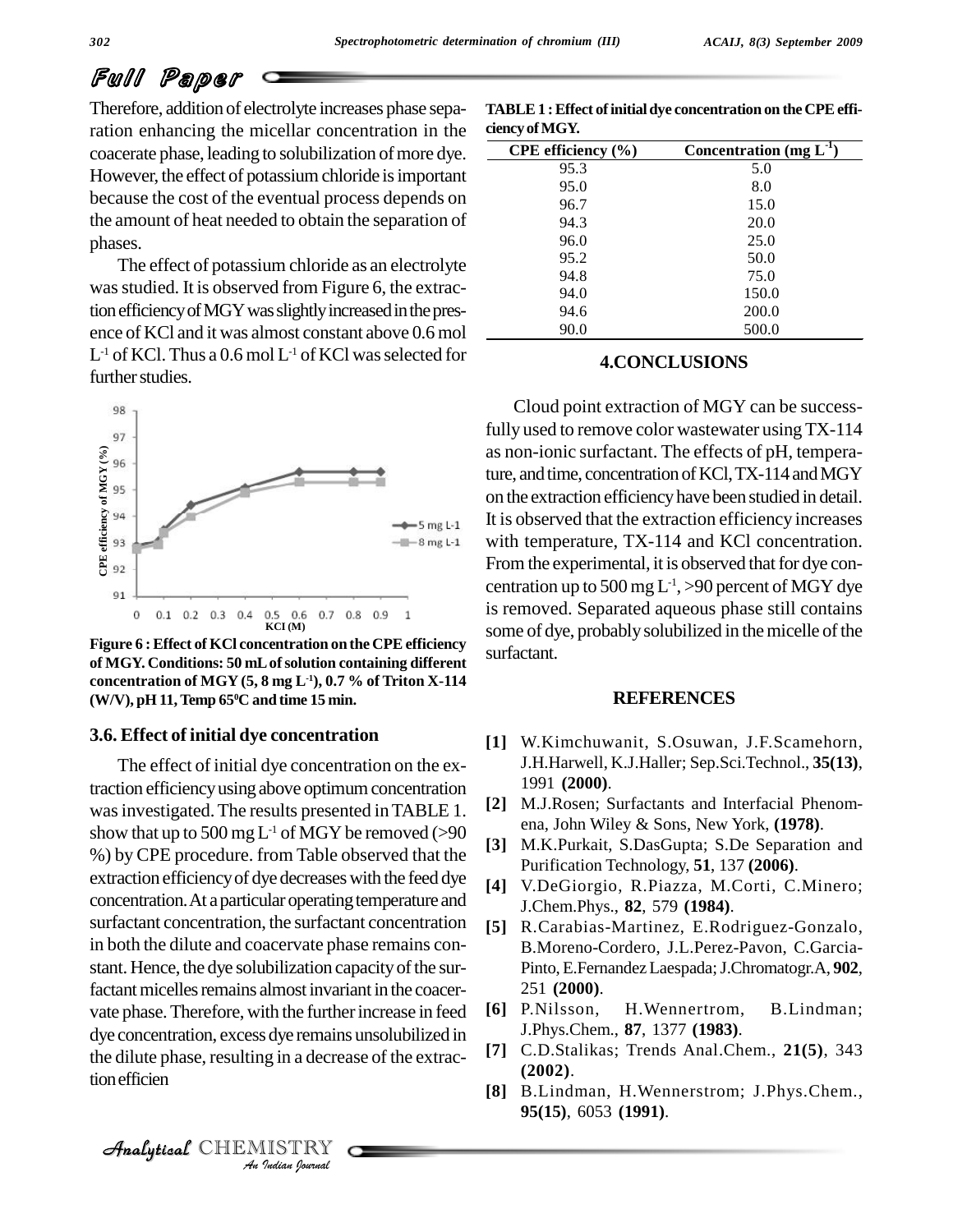Therefore, addition of electrolyte increases phase separation enhancing the micellar concentration in the coacerate phase, leading to solubilization of more dye. However, the effect of potassium chloride is important because the cost of the eventual process depends on the amount of heat needed to obtain the separation of phases.

The effect of potassium chloride as an electrolyte was studied. It is observed from Figure 6, the extraction efficiency of MGY was slightly increased in the presence of KCl and it was almost constant above 0.6 mol $L^{-1}$ of KCl. Thus a 0.6 mol $L^{-1}$ of KCl was selected for further studies.

**Figure 6 : Effect of KCl concentration on the CPE efficiency of MGY. Conditions: 50 mL of solution containing different concentration of MGY (5, 8 mg $L^{-1}$), 0.7 % of Triton X-114 (W/V), pH 11, Temp 65$^0$C and time 15 min.**

### 3.6. Effect of initial dye concentration

The effect of initial dye concentration on the extraction efficiency using above optimum concentration was investigated. The results presented in TABLE 1. show that up to 500 mg $L^{-1}$ of MGY be removed (>90 %) by CPE procedure. from Table observed that the extraction efficiency of dye decreases with the feed dye concentration. At a particular operating temperature and surfactant concentration, the surfactant concentration in both the dilute and coacervate phase remains constant. Hence, the dye solubilization capacity of the surfactant micelles remains almost invariant in the coacervate phase. Therefore, with the further increase in feed dye concentration, excess dye remains unsolubilized in the dilute phase, resulting in a decrease of the extraction efficien

**TABLE 1 : Effect of initial dye concentration on the CPE efficiency of MGY.**

| CPE efficiency (%) | Concentration (mg $L^{-1}$) |
|---|---|
| 95.3 | 5.0 |
| 95.0 | 8.0 |
| 96.7 | 15.0 |
| 94.3 | 20.0 |
| 96.0 | 25.0 |
| 95.2 | 50.0 |
| 94.8 | 75.0 |
| 94.0 | 150.0 |
| 94.6 | 200.0 |
| 90.0 | 500.0 |

## 4.CONCLUSIONS

Cloud point extraction of MGY can be successfully used to remove color wastewater using TX-114 as non-ionic surfactant. The effects of pH, temperature, and time, concentration of KCl, TX-114 and MGY on the extraction efficiency have been studied in detail. It is observed that the extraction efficiency increases with temperature, TX-114 and KCl concentration. From the experimental, it is observed that for dye concentration up to 500 mg $L^{-1}$, >90 percent of MGY dye is removed. Separated aqueous phase still contains some of dye, probably solubilized in the micelle of the surfactant.

## REFERENCES

[1] W.Kimchuwanit, S.Osuwan, J.F.Scamehorn, J.H.Harwell, K.J.Haller; Sep.Sci.Technol., **35(13)**, 1991 **(2000)**.

[2] M.J.Rosen; Surfactants and Interfacial Phenomena, John Wiley & Sons, New York, **(1978)**.

[3] M.K.Purkait, S.DasGupta; S.De Separation and Purification Technology, **51**, 137 **(2006)**.

[4] V.DeGiorgio, R.Piazza, M.Corti, C.Minero; J.Chem.Phys., **82**, 579 **(1984)**.

[5] R.Carabias-Martinez, E.Rodriguez-Gonzalo, B.Moreno-Cordero, J.L.Perez-Pavon, C.Garcia-Pinto, E.Fernandez Laespada; J.Chromatogr.A, **902**, 251 **(2000)**.

[6] P.Nilsson, H.Wennertrom, B.Lindman; J.Phys.Chem., **87**, 1377 **(1983)**.

[7] C.D.Stalikas; Trends Anal.Chem., **21(5)**, 343 **(2002)**.

[8] B.Lindman, H.Wennerstrom; J.Phys.Chem., **95(15)**, 6053 **(1991)**.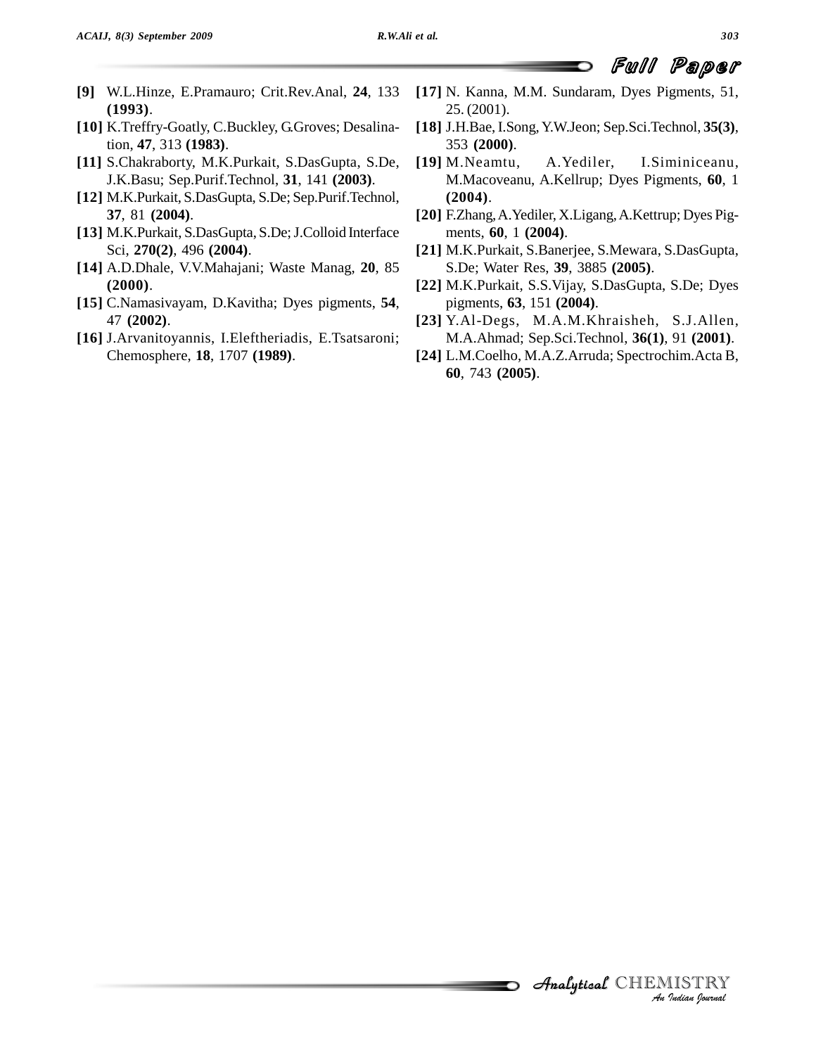**[9]** W.L.Hinze, E.Pramauro; Crit.Rev.Anal, **24**, 133 **(1993)**.

**[10]** K.Treffry-Goatly, C.Buckley, G.Groves; Desalination, **47**, 313 **(1983)**.

**[11]** S.Chakraborty, M.K.Purkait, S.DasGupta, S.De, J.K.Basu; Sep.Purif.Technol, **31**, 141 **(2003)**.

**[12]** M.K.Purkait, S.DasGupta, S.De; Sep.Purif.Technol, **37**, 81 **(2004)**.

**[13]** M.K.Purkait, S.DasGupta, S.De; J.Colloid Interface Sci, **270(2)**, 496 **(2004)**.

**[14]** A.D.Dhale, V.V.Mahajani; Waste Manag, **20**, 85 **(2000)**.

**[15]** C.Namasivayam, D.Kavitha; Dyes pigments, **54**, 47 **(2002)**.

**[16]** J.Arvanitoyannis, I.Eleftheriadis, E.Tsatsaroni; Chemosphere, **18**, 1707 **(1989)**.

**[17]** N. Kanna, M.M. Sundaram, Dyes Pigments, 51, 25. (2001).

**[18]** J.H.Bae, I.Song, Y.W.Jeon; Sep.Sci.Technol, **35(3)**, 353 **(2000)**.

**[19]** M.Neamtu, A.Yediler, I.Siminiceanu, M.Macoveanu, A.Kellrup; Dyes Pigments, **60**, 1 **(2004)**.

**[20]** F.Zhang, A.Yediler, X.Ligang, A.Kettrup; Dyes Pigments, **60**, 1 **(2004)**.

**[21]** M.K.Purkait, S.Banerjee, S.Mewara, S.DasGupta, S.De; Water Res, **39**, 3885 **(2005)**.

**[22]** M.K.Purkait, S.S.Vijay, S.DasGupta, S.De; Dyes pigments, **63**, 151 **(2004)**.

**[23]** Y.Al-Degs, M.A.M.Khraisheh, S.J.Allen, M.A.Ahmad; Sep.Sci.Technol, **36(1)**, 91 **(2001)**.

**[24]** L.M.Coelho, M.A.Z.Arruda; Spectrochim.Acta B, **60**, 743 **(2005)**.